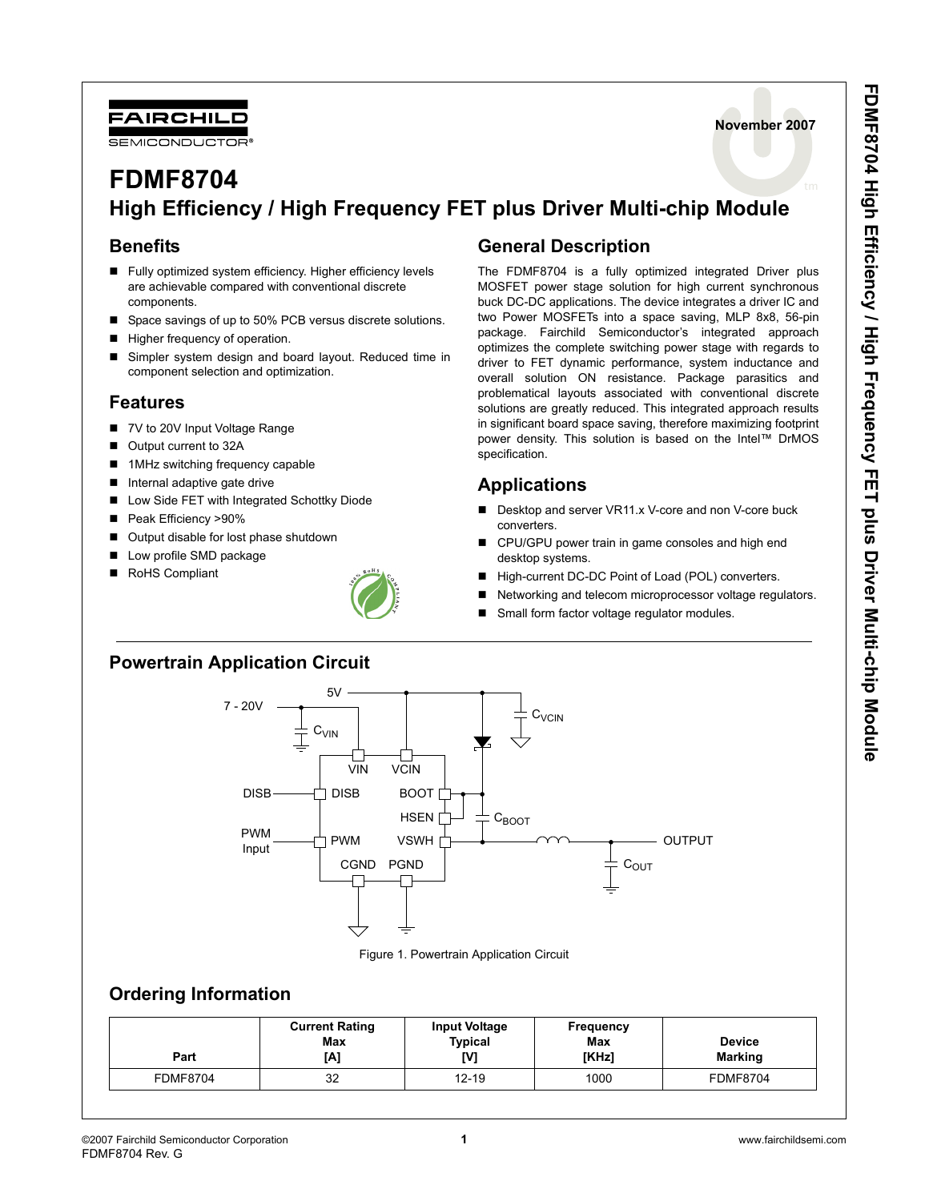November 2007

# FDMF8704
## High Efficiency / High Frequency FET plus Driver Multi-chip Module

### Benefits

- Fully optimized system efficiency. Higher efficiency levels are achievable compared with conventional discrete components.
- Space savings of up to 50% PCB versus discrete solutions.
- Higher frequency of operation.
- Simpler system design and board layout. Reduced time in component selection and optimization.

### Features

- 7V to 20V Input Voltage Range
- Output current to 32A
- 1MHz switching frequency capable
- Internal adaptive gate drive
- Low Side FET with Integrated Schottky Diode
- Peak Efficiency >90%
- Output disable for lost phase shutdown
- Low profile SMD package
- RoHS Compliant

### General Description

The FDMF8704 is a fully optimized integrated Driver plus MOSFET power stage solution for high current synchronous buck DC-DC applications. The device integrates a driver IC and two Power MOSFETs into a space saving, MLP 8x8, 56-pin package. Fairchild Semiconductor's integrated approach optimizes the complete switching power stage with regards to driver to FET dynamic performance, system inductance and overall solution ON resistance. Package parasitics and problematical layouts associated with conventional discrete solutions are greatly reduced. This integrated approach results in significant board space saving, therefore maximizing footprint power density. This solution is based on the Intel™ DrMOS specification.

### Applications

- Desktop and server VR11.x V-core and non V-core buck converters.
- CPU/GPU power train in game consoles and high end desktop systems.
- High-current DC-DC Point of Load (POL) converters.
- Networking and telecom microprocessor voltage regulators.
- Small form factor voltage regulator modules.

### Powertrain Application Circuit

Figure 1. Powertrain Application Circuit

### Ordering Information

| Part | Current Rating Max [A] | Input Voltage Typical [V] | Frequency Max [KHz] | Device Marking |
|---|---|---|---|---|
| FDMF8704 | 32 | 12-19 | 1000 | FDMF8704 |

©2007 Fairchild Semiconductor Corporation
FDMF8704 Rev. G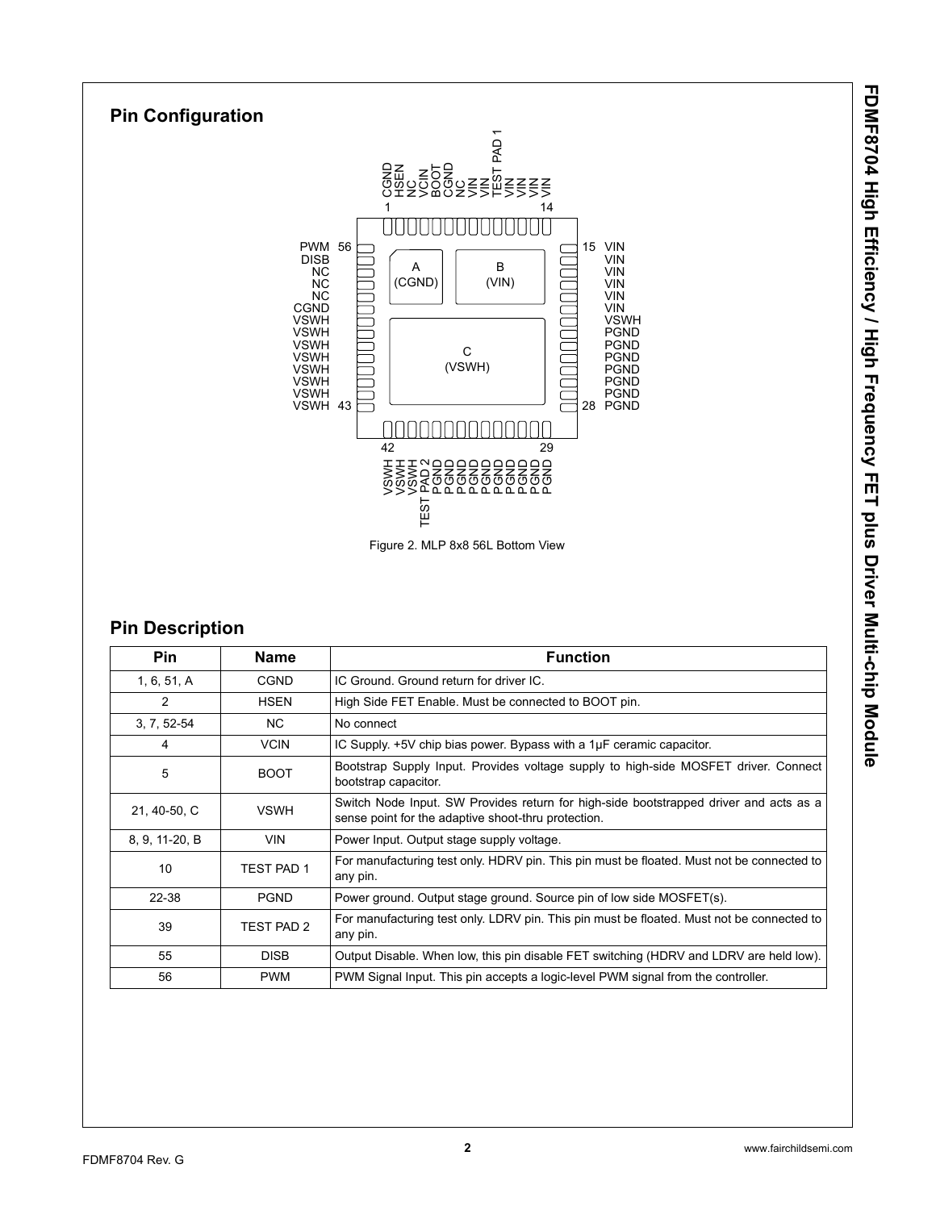## Pin Configuration

Figure 2. MLP 8x8 56L Bottom View

## Pin Description

| Pin | Name | Function |
|---|---|---|
| 1, 6, 51, A | CGND | IC Ground. Ground return for driver IC. |
| 2 | HSEN | High Side FET Enable. Must be connected to BOOT pin. |
| 3, 7, 52-54 | NC | No connect |
| 4 | VCIN | IC Supply. +5V chip bias power. Bypass with a 1µF ceramic capacitor. |
| 5 | BOOT | Bootstrap Supply Input. Provides voltage supply to high-side MOSFET driver. Connect bootstrap capacitor. |
| 21, 40-50, C | VSWH | Switch Node Input. SW Provides return for high-side bootstrapped driver and acts as a sense point for the adaptive shoot-thru protection. |
| 8, 9, 11-20, B | VIN | Power Input. Output stage supply voltage. |
| 10 | TEST PAD 1 | For manufacturing test only. HDRV pin. This pin must be floated. Must not be connected to any pin. |
| 22-38 | PGND | Power ground. Output stage ground. Source pin of low side MOSFET(s). |
| 39 | TEST PAD 2 | For manufacturing test only. LDRV pin. This pin must be floated. Must not be connected to any pin. |
| 55 | DISB | Output Disable. When low, this pin disable FET switching (HDRV and LDRV are held low). |
| 56 | PWM | PWM Signal Input. This pin accepts a logic-level PWM signal from the controller. |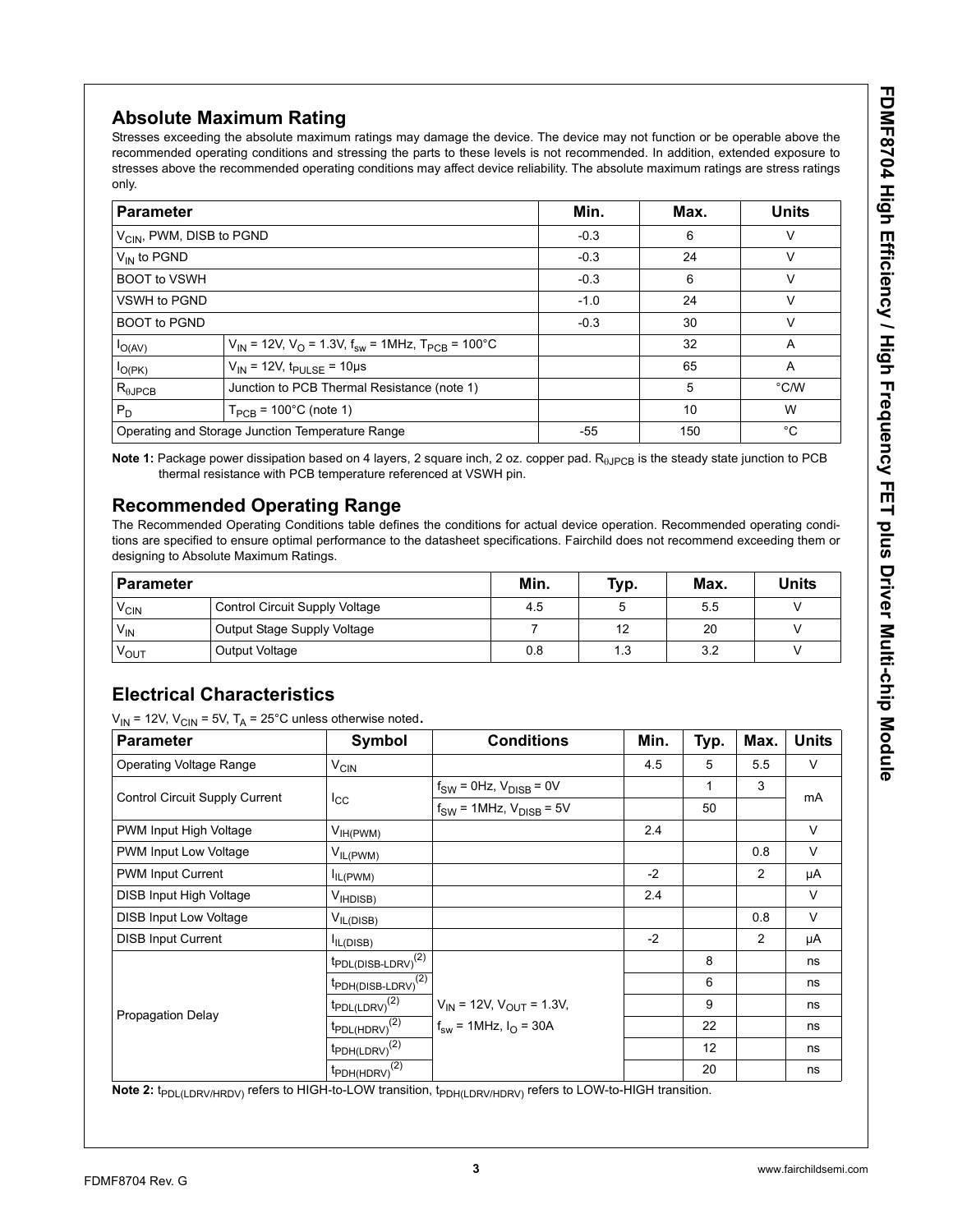## Absolute Maximum Rating

Stresses exceeding the absolute maximum ratings may damage the device. The device may not function or be operable above the recommended operating conditions and stressing the parts to these levels is not recommended. In addition, extended exposure to stresses above the recommended operating conditions may affect device reliability. The absolute maximum ratings are stress ratings only.

| Parameter | | Min. | Max. | Units |
|---|---|---|---|---|
| $V_{CIN}$, PWM, DISB to PGND | | -0.3 | 6 | V |
| $V_{IN}$ to PGND | | -0.3 | 24 | V |
| BOOT to VSWH | | -0.3 | 6 | V |
| VSWH to PGND | | -1.0 | 24 | V |
| BOOT to PGND | | -0.3 | 30 | V |
| $I_{O(AV)}$ | $V_{IN}$ = 12V, $V_O$ = 1.3V, $f_{sw}$ = 1MHz, $T_{PCB}$ = 100°C | | 32 | A |
| $I_{O(PK)}$ | $V_{IN}$ = 12V, $t_{PULSE}$ = 10µs | | 65 | A |
| $R_{\theta JPCB}$ | Junction to PCB Thermal Resistance (note 1) | | 5 | °C/W |
| $P_D$ | $T_{PCB}$ = 100°C (note 1) | | 10 | W |
| Operating and Storage Junction Temperature Range | | -55 | 150 | °C |

**Note 1:** Package power dissipation based on 4 layers, 2 square inch, 2 oz. copper pad. $R_{\theta JPCB}$ is the steady state junction to PCB thermal resistance with PCB temperature referenced at VSWH pin.

## Recommended Operating Range

The Recommended Operating Conditions table defines the conditions for actual device operation. Recommended operating conditions are specified to ensure optimal performance to the datasheet specifications. Fairchild does not recommend exceeding them or designing to Absolute Maximum Ratings.

| Parameter | | Min. | Typ. | Max. | Units |
|---|---|---|---|---|---|
| $V_{CIN}$ | Control Circuit Supply Voltage | 4.5 | 5 | 5.5 | V |
| $V_{IN}$ | Output Stage Supply Voltage | 7 | 12 | 20 | V |
| $V_{OUT}$ | Output Voltage | 0.8 | 1.3 | 3.2 | V |

## Electrical Characteristics

$V_{IN}$ = 12V, $V_{CIN}$ = 5V, $T_A$ = 25°C unless otherwise noted**.**

| Parameter | Symbol | Conditions | Min. | Typ. | Max. | Units |
|---|---|---|---|---|---|---|
| Operating Voltage Range | $V_{CIN}$ | | 4.5 | 5 | 5.5 | V |
| Control Circuit Supply Current | $I_{CC}$ | $f_{SW}$ = 0Hz, $V_{DISB}$ = 0V | | 1 | 3 | mA |
| | | $f_{SW}$ = 1MHz, $V_{DISB}$ = 5V | | 50 | | mA |
| PWM Input High Voltage | $V_{IH(PWM)}$ | | 2.4 | | | V |
| PWM Input Low Voltage | $V_{IL(PWM)}$ | | | | 0.8 | V |
| PWM Input Current | $I_{IL(PWM)}$ | | -2 | | 2 | µA |
| DISB Input High Voltage | $V_{IHDISB)}$ | | 2.4 | | | V |
| DISB Input Low Voltage | $V_{IL(DISB)}$ | | | | 0.8 | V |
| DISB Input Current | $I_{IL(DISB)}$ | | -2 | | 2 | µA |
| Propagation Delay | $t_{PDL(DISB-LDRV)}$ (2) | $V_{IN}$ = 12V, $V_{OUT}$ = 1.3V, $f_{sw}$ = 1MHz, $I_O$ = 30A | | 8 | | ns |
| | $t_{PDH(DISB-LDRV)}$ (2) | | | 6 | | ns |
| | $t_{PDL(LDRV)}$ (2) | | | 9 | | ns |
| | $t_{PDL(HDRV)}$ (2) | | | 22 | | ns |
| | $t_{PDH(LDRV)}$ (2) | | | 12 | | ns |
| | $t_{PDH(HDRV)}$ (2) | | | 20 | | ns |

**Note 2:** $t_{PDL(LDRV/HRDV)}$ refers to HIGH-to-LOW transition, $t_{PDH(LDRV/HDRV)}$ refers to LOW-to-HIGH transition.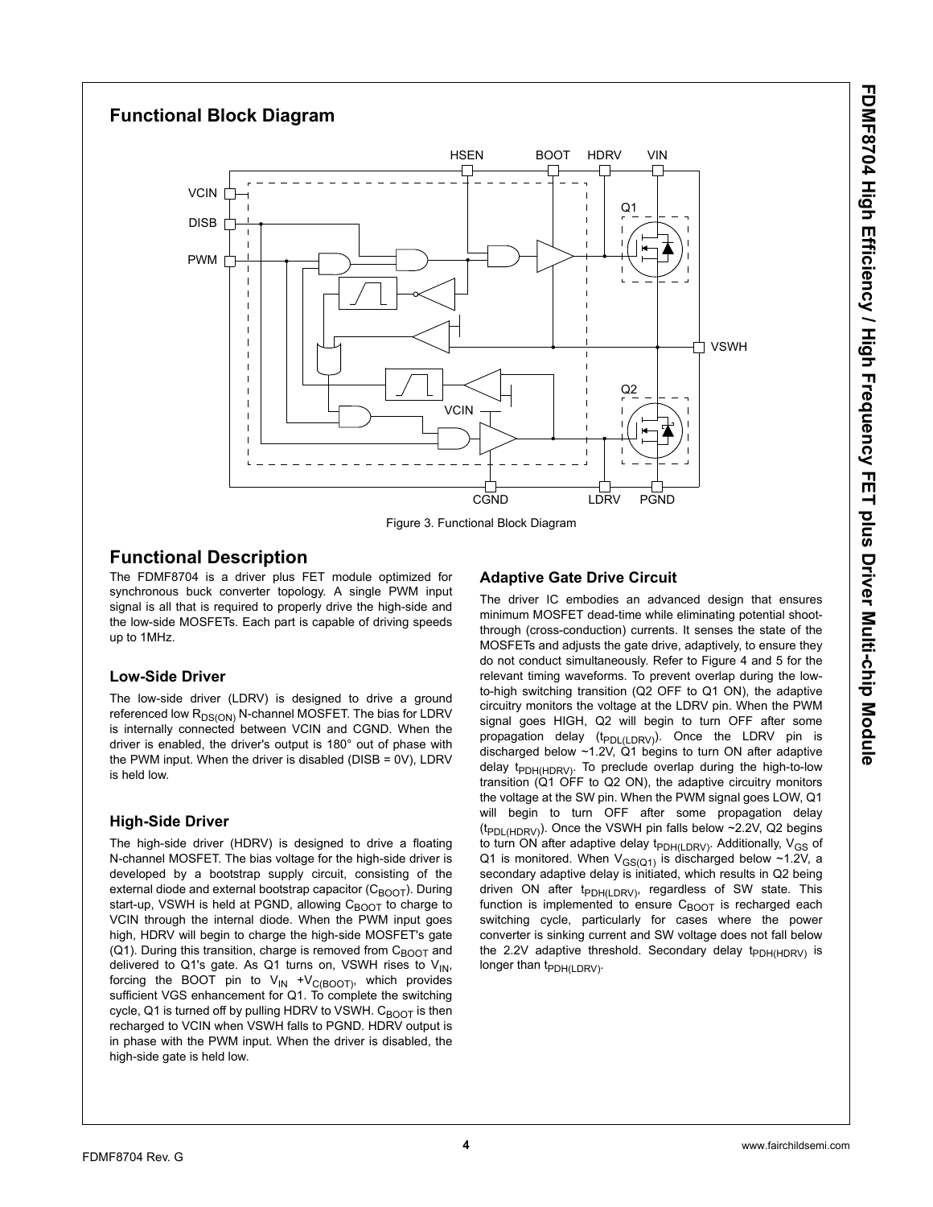## Functional Block Diagram

Figure 3. Functional Block Diagram

## Functional Description

The FDMF8704 is a driver plus FET module optimized for synchronous buck converter topology. A single PWM input signal is all that is required to properly drive the high-side and the low-side MOSFETs. Each part is capable of driving speeds up to 1MHz.

### Low-Side Driver

The low-side driver (LDRV) is designed to drive a ground referenced low $R_{DS(ON)}$ N-channel MOSFET. The bias for LDRV is internally connected between VCIN and CGND. When the driver is enabled, the driver's output is 180° out of phase with the PWM input. When the driver is disabled (DISB = 0V), LDRV is held low.

### High-Side Driver

The high-side driver (HDRV) is designed to drive a floating N-channel MOSFET. The bias voltage for the high-side driver is developed by a bootstrap supply circuit, consisting of the external diode and external bootstrap capacitor ($C_{BOOT}$). During start-up, VSWH is held at PGND, allowing $C_{BOOT}$ to charge to VCIN through the internal diode. When the PWM input goes high, HDRV will begin to charge the high-side MOSFET's gate (Q1). During this transition, charge is removed from $C_{BOOT}$ and delivered to Q1's gate. As Q1 turns on, VSWH rises to $V_{IN}$, forcing the BOOT pin to $V_{IN}$ +$V_{C(BOOT)}$, which provides sufficient VGS enhancement for Q1. To complete the switching cycle, Q1 is turned off by pulling HDRV to VSWH. $C_{BOOT}$ is then recharged to VCIN when VSWH falls to PGND. HDRV output is in phase with the PWM input. When the driver is disabled, the high-side gate is held low.

### Adaptive Gate Drive Circuit

The driver IC embodies an advanced design that ensures minimum MOSFET dead-time while eliminating potential shoot-through (cross-conduction) currents. It senses the state of the MOSFETs and adjusts the gate drive, adaptively, to ensure they do not conduct simultaneously. Refer to Figure 4 and 5 for the relevant timing waveforms. To prevent overlap during the low-to-high switching transition (Q2 OFF to Q1 ON), the adaptive circuitry monitors the voltage at the LDRV pin. When the PWM signal goes HIGH, Q2 will begin to turn OFF after some propagation delay ($t_{PDL(LDRV)}$). Once the LDRV pin is discharged below ~1.2V, Q1 begins to turn ON after adaptive delay $t_{PDH(HDRV)}$. To preclude overlap during the high-to-low transition (Q1 OFF to Q2 ON), the adaptive circuitry monitors the voltage at the SW pin. When the PWM signal goes LOW, Q1 will begin to turn OFF after some propagation delay ($t_{PDL(HDRV)}$). Once the VSWH pin falls below ~2.2V, Q2 begins to turn ON after adaptive delay $t_{PDH(LDRV)}$. Additionally, $V_{GS}$ of Q1 is monitored. When $V_{GS(Q1)}$ is discharged below ~1.2V, a secondary adaptive delay is initiated, which results in Q2 being driven ON after $t_{PDH(LDRV)}$, regardless of SW state. This function is implemented to ensure $C_{BOOT}$ is recharged each switching cycle, particularly for cases where the power converter is sinking current and SW voltage does not fall below the 2.2V adaptive threshold. Secondary delay $t_{PDH(HDRV)}$ is longer than $t_{PDH(LDRV)}$.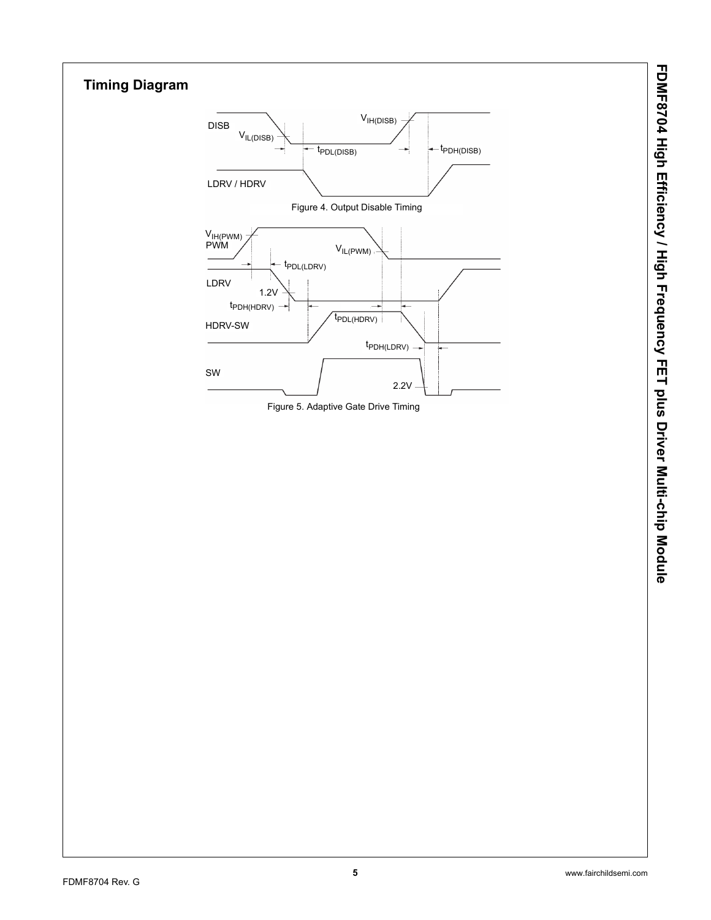## Timing Diagram

DISB

$V_{IL(DISB)}$

$V_{IH(DISB)}$

$t_{PDL(DISB)}$

$t_{PDH(DISB)}$

LDRV / HDRV

Figure 4. Output Disable Timing

$V_{IH(PWM)}$

PWM

$V_{IL(PWM)}$

$t_{PDL(LDRV)}$

LDRV

1.2V

$t_{PDH(HDRV)}$

$t_{PDL(HDRV)}$

HDRV-SW

$t_{PDH(LDRV)}$

SW

2.2V

Figure 5. Adaptive Gate Drive Timing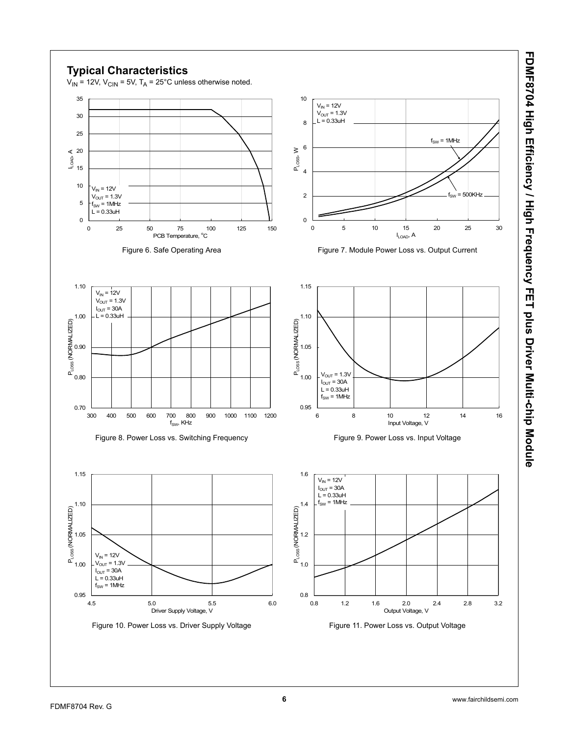## Typical Characteristics

$V_{IN}$ = 12V, $V_{CIN}$ = 5V, $T_A$ = 25°C unless otherwise noted.

Figure 6. Safe Operating Area

Figure 7. Module Power Loss vs. Output Current

Figure 8. Power Loss vs. Switching Frequency

Figure 9. Power Loss vs. Input Voltage

Figure 10. Power Loss vs. Driver Supply Voltage

Figure 11. Power Loss vs. Output Voltage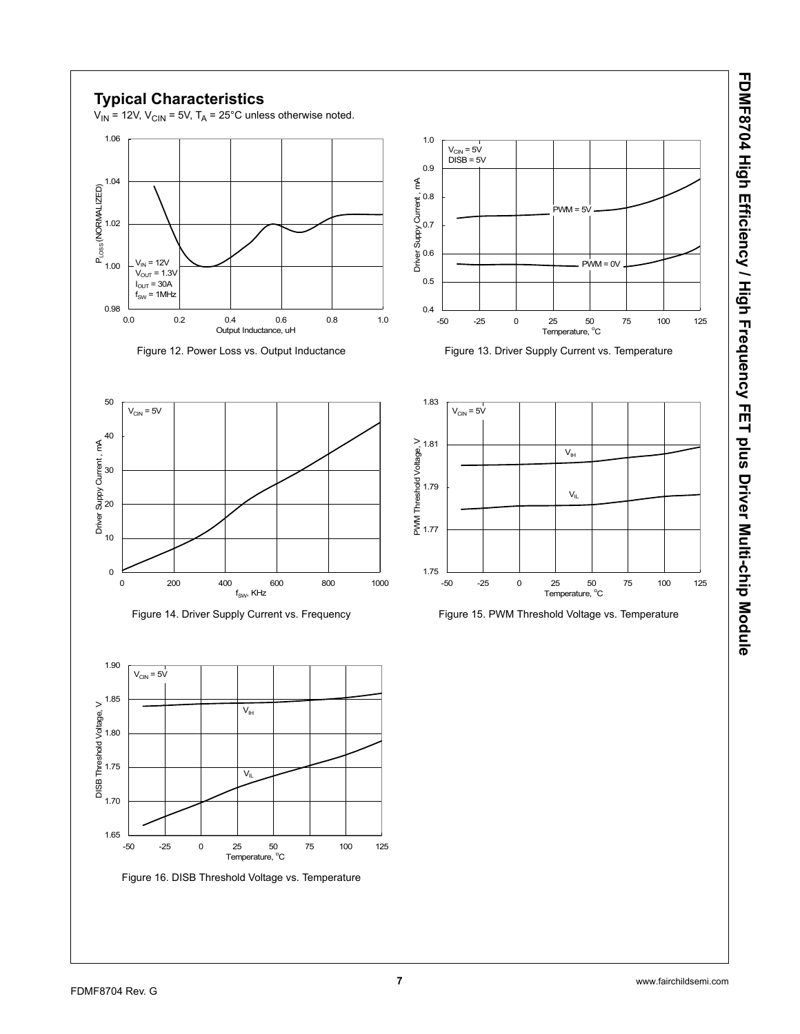## Typical Characteristics

$V_{IN}$ = 12V, $V_{CIN}$ = 5V, $T_A$ = 25°C unless otherwise noted.

Figure 12. Power Loss vs. Output Inductance

Figure 13. Driver Supply Current vs. Temperature

Figure 14. Driver Supply Current vs. Frequency

Figure 15. PWM Threshold Voltage vs. Temperature

Figure 16. DISB Threshold Voltage vs. Temperature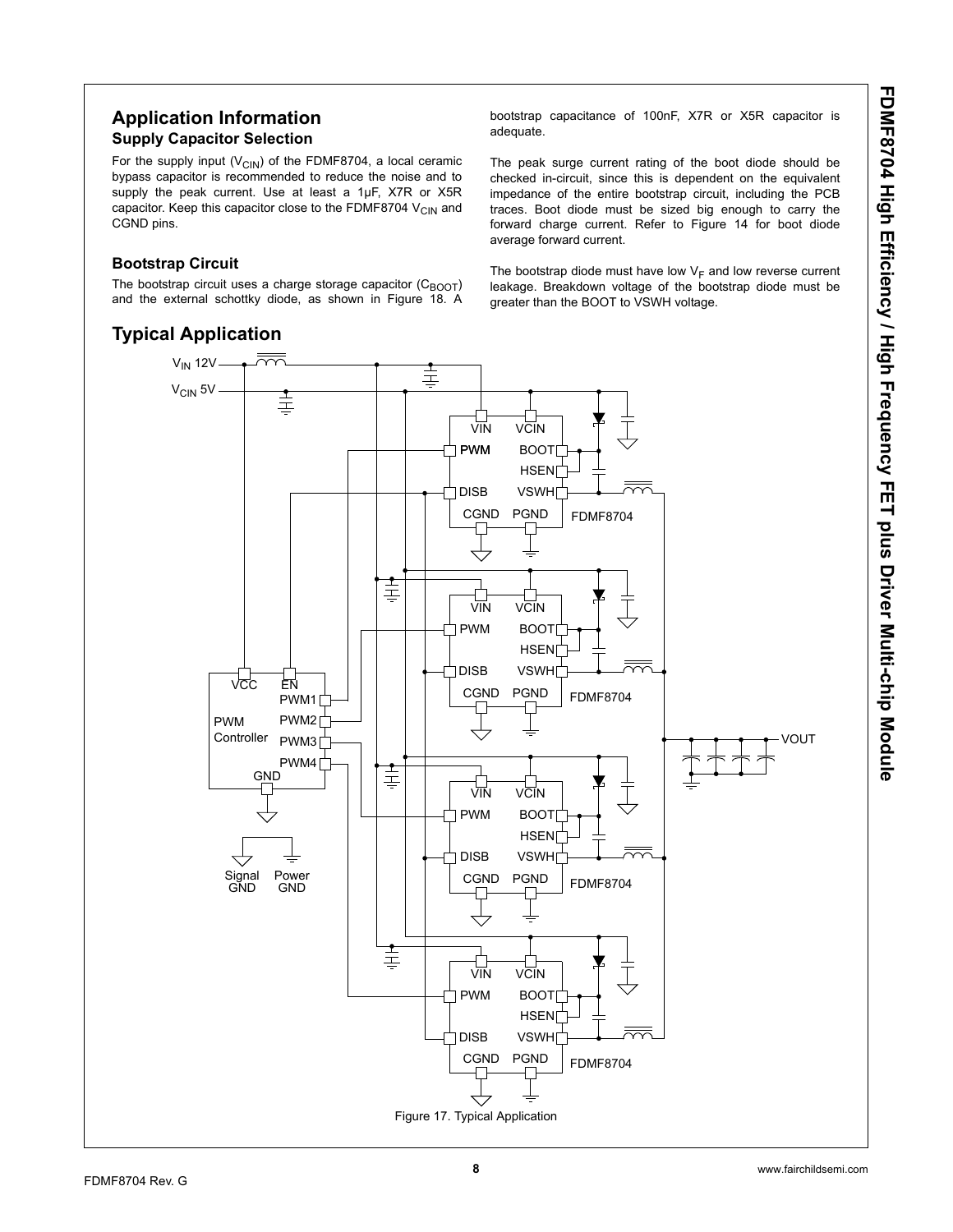## Application Information

### Supply Capacitor Selection

For the supply input ($V_{CIN}$) of the FDMF8704, a local ceramic bypass capacitor is recommended to reduce the noise and to supply the peak current. Use at least a 1µF, X7R or X5R capacitor. Keep this capacitor close to the FDMF8704 $V_{CIN}$ and CGND pins.

### Bootstrap Circuit

The bootstrap circuit uses a charge storage capacitor ($C_{BOOT}$) and the external schottky diode, as shown in Figure 18. A bootstrap capacitance of 100nF, X7R or X5R capacitor is adequate.

The peak surge current rating of the boot diode should be checked in-circuit, since this is dependent on the equivalent impedance of the entire bootstrap circuit, including the PCB traces. Boot diode must be sized big enough to carry the forward charge current. Refer to Figure 14 for boot diode average forward current.

The bootstrap diode must have low $V_F$ and low reverse current leakage. Breakdown voltage of the bootstrap diode must be greater than the BOOT to VSWH voltage.

## Typical Application

Figure 17. Typical Application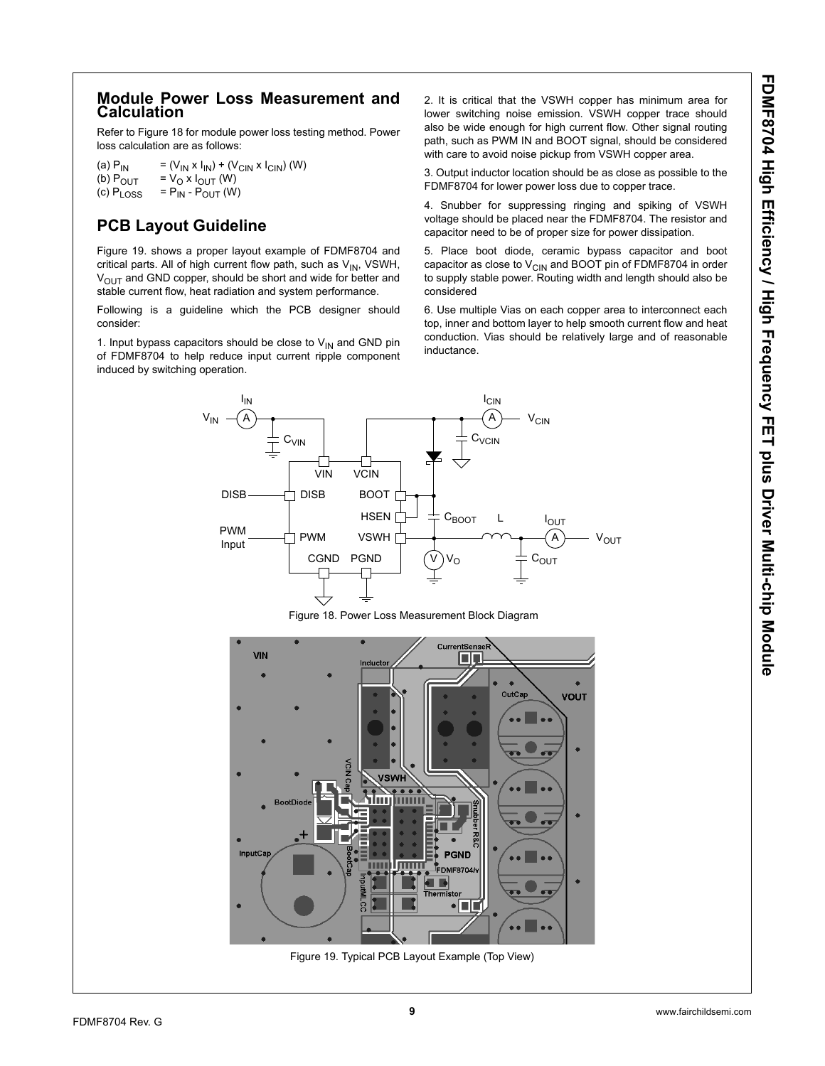## Module Power Loss Measurement and Calculation

Refer to Figure 18 for module power loss testing method. Power loss calculation are as follows:

(a) $P_{IN}$ = $(V_{IN} \times I_{IN}) + (V_{CIN} \times I_{CIN})$ (W)
(b) $P_{OUT}$ = $V_O \times I_{OUT}$ (W)
(c) $P_{LOSS}$ = $P_{IN} - P_{OUT}$ (W)

## PCB Layout Guideline

Figure 19. shows a proper layout example of FDMF8704 and critical parts. All of high current flow path, such as $V_{IN}$, VSWH, $V_{OUT}$ and GND copper, should be short and wide for better and stable current flow, heat radiation and system performance.

Following is a guideline which the PCB designer should consider:

1. Input bypass capacitors should be close to $V_{IN}$ and GND pin of FDMF8704 to help reduce input current ripple component induced by switching operation.

2. It is critical that the VSWH copper has minimum area for lower switching noise emission. VSWH copper trace should also be wide enough for high current flow. Other signal routing path, such as PWM IN and BOOT signal, should be considered with care to avoid noise pickup from VSWH copper area.

3. Output inductor location should be as close as possible to the FDMF8704 for lower power loss due to copper trace.

4. Snubber for suppressing ringing and spiking of VSWH voltage should be placed near the FDMF8704. The resistor and capacitor need to be of proper size for power dissipation.

5. Place boot diode, ceramic bypass capacitor and boot capacitor as close to $V_{CIN}$ and BOOT pin of FDMF8704 in order to supply stable power. Routing width and length should also be considered

6. Use multiple Vias on each copper area to interconnect each top, inner and bottom layer to help smooth current flow and heat conduction. Vias should be relatively large and of reasonable inductance.

Figure 18. Power Loss Measurement Block Diagram

Figure 19. Typical PCB Layout Example (Top View)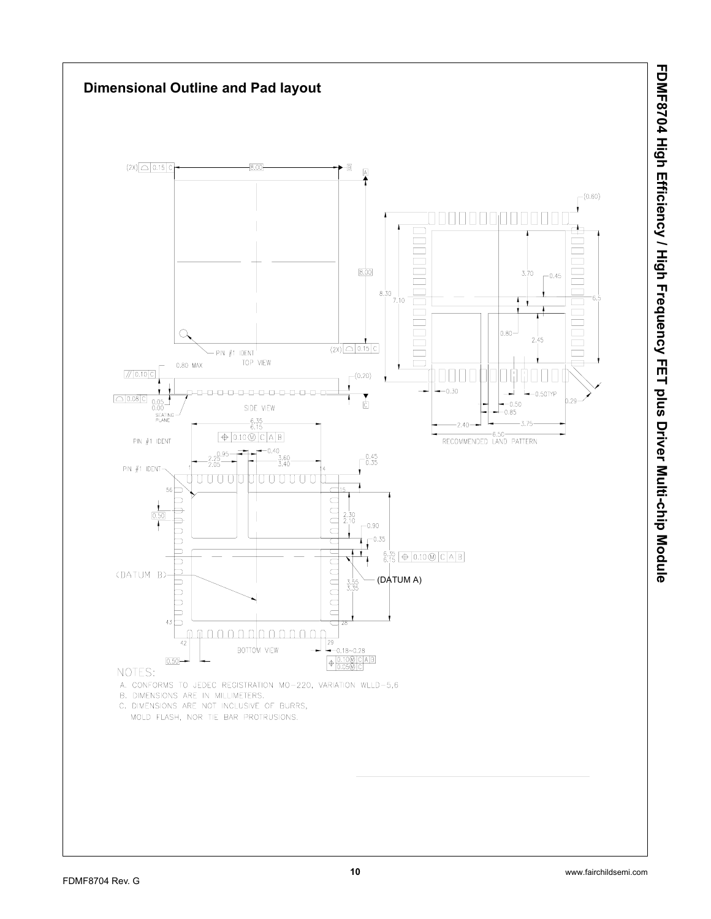## Dimensional Outline and Pad layout

NOTES:

A. CONFORMS TO JEDEC REGISTRATION MO-220, VARIATION WLLD-5.6

B. DIMENSIONS ARE IN MILLIMETERS.

C. DIMENSIONS ARE NOT INCLUSIVE OF BURRS, MOLD FLASH, NOR TIE BAR PROTRUSIONS.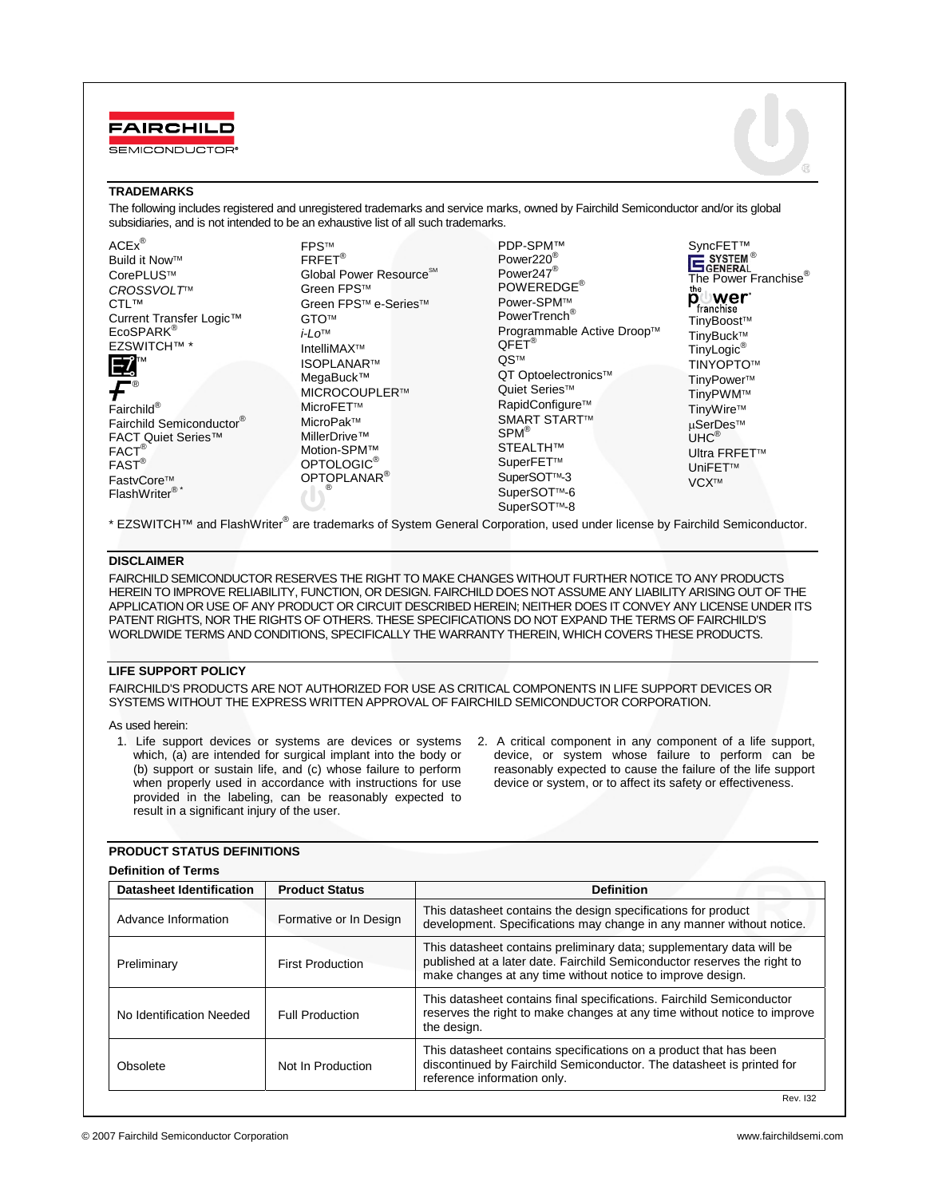FAIRCHILD SEMICONDUCTOR®

## TRADEMARKS

The following includes registered and unregistered trademarks and service marks, owned by Fairchild Semiconductor and/or its global subsidiaries, and is not intended to be an exhaustive list of all such trademarks.

ACEx®
Build it Now™
CorePLUS™
*CROSSVOLT™*
CTL™
Current Transfer Logic™
EcoSPARK®
EZSWITCH™ *
E-Z™
®
Fairchild®
Fairchild Semiconductor®
FACT Quiet Series™
FACT®
FAST®
FastvCore™
FlashWriter® *
FPS™
FRFET®
Global Power Resource℠
Green FPS™
Green FPS™ e-Series™
GTO™
*i-Lo™*
IntelliMAX™
ISOPLANAR™
MegaBuck™
MICROCOUPLER™
MicroFET™
MicroPak™
MillerDrive™
Motion-SPM™
OPTOLOGIC®
OPTOPLANAR®
®
PDP-SPM™
Power220®
Power247®
POWEREDGE®
Power-SPM™
PowerTrench®
Programmable Active Droop™
QFET®
QS™
QT Optoelectronics™
Quiet Series™
RapidConfigure™
SMART START™
SPM®
STEALTH™
SuperFET™
SuperSOT™-3
SuperSOT™-6
SuperSOT™-8
SyncFET™
SYSTEM GENERAL®
The Power Franchise®
the power franchise®
TinyBoost™
TinyBuck™
TinyLogic®
TINYOPTO™
TinyPower™
TinyPWM™
TinyWire™
µSerDes™
UHC®
Ultra FRFET™
UniFET™
VCX™

\* EZSWITCH™ and FlashWriter® are trademarks of System General Corporation, used under license by Fairchild Semiconductor.

## DISCLAIMER

FAIRCHILD SEMICONDUCTOR RESERVES THE RIGHT TO MAKE CHANGES WITHOUT FURTHER NOTICE TO ANY PRODUCTS HEREIN TO IMPROVE RELIABILITY, FUNCTION, OR DESIGN. FAIRCHILD DOES NOT ASSUME ANY LIABILITY ARISING OUT OF THE APPLICATION OR USE OF ANY PRODUCT OR CIRCUIT DESCRIBED HEREIN; NEITHER DOES IT CONVEY ANY LICENSE UNDER ITS PATENT RIGHTS, NOR THE RIGHTS OF OTHERS. THESE SPECIFICATIONS DO NOT EXPAND THE TERMS OF FAIRCHILD'S WORLDWIDE TERMS AND CONDITIONS, SPECIFICALLY THE WARRANTY THEREIN, WHICH COVERS THESE PRODUCTS.

## LIFE SUPPORT POLICY

FAIRCHILD'S PRODUCTS ARE NOT AUTHORIZED FOR USE AS CRITICAL COMPONENTS IN LIFE SUPPORT DEVICES OR SYSTEMS WITHOUT THE EXPRESS WRITTEN APPROVAL OF FAIRCHILD SEMICONDUCTOR CORPORATION.

As used herein:

1. Life support devices or systems are devices or systems which, (a) are intended for surgical implant into the body or (b) support or sustain life, and (c) whose failure to perform when properly used in accordance with instructions for use provided in the labeling, can be reasonably expected to result in a significant injury of the user.
2. A critical component in any component of a life support, device, or system whose failure to perform can be reasonably expected to cause the failure of the life support device or system, or to affect its safety or effectiveness.

## PRODUCT STATUS DEFINITIONS

**Definition of Terms**

| Datasheet Identification | Product Status | Definition |
|---|---|---|
| Advance Information | Formative or In Design | This datasheet contains the design specifications for product development. Specifications may change in any manner without notice. |
| Preliminary | First Production | This datasheet contains preliminary data; supplementary data will be published at a later date. Fairchild Semiconductor reserves the right to make changes at any time without notice to improve design. |
| No Identification Needed | Full Production | This datasheet contains final specifications. Fairchild Semiconductor reserves the right to make changes at any time without notice to improve the design. |
| Obsolete | Not In Production | This datasheet contains specifications on a product that has been discontinued by Fairchild Semiconductor. The datasheet is printed for reference information only. |

Rev. I32